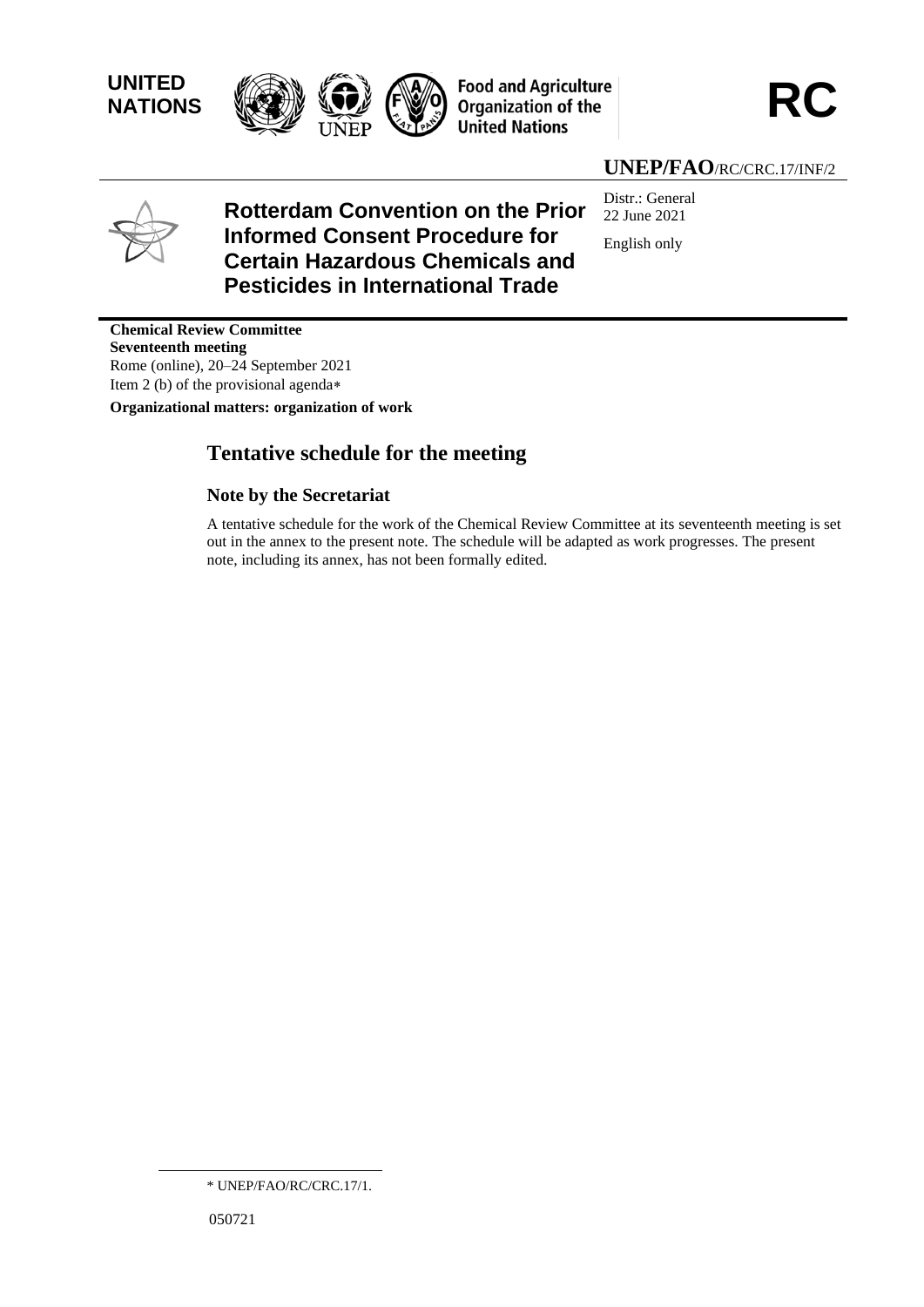UNITED NATIONS

Food and Agriculture Organization of the United Nations

**RC**

**UNEP/FAO**/RC/CRC.17/INF/2

# Rotterdam Convention on the Prior Informed Consent Procedure for Certain Hazardous Chemicals and Pesticides in International Trade

Distr.: General
22 June 2021

English only

**Chemical Review Committee**
**Seventeenth meeting**
Rome (online), 20–24 September 2021
Item 2 (b) of the provisional agenda*

**Organizational matters: organization of work**

## Tentative schedule for the meeting

### Note by the Secretariat

A tentative schedule for the work of the Chemical Review Committee at its seventeenth meeting is set out in the annex to the present note. The schedule will be adapted as work progresses. The present note, including its annex, has not been formally edited.

* UNEP/FAO/RC/CRC.17/1.

050721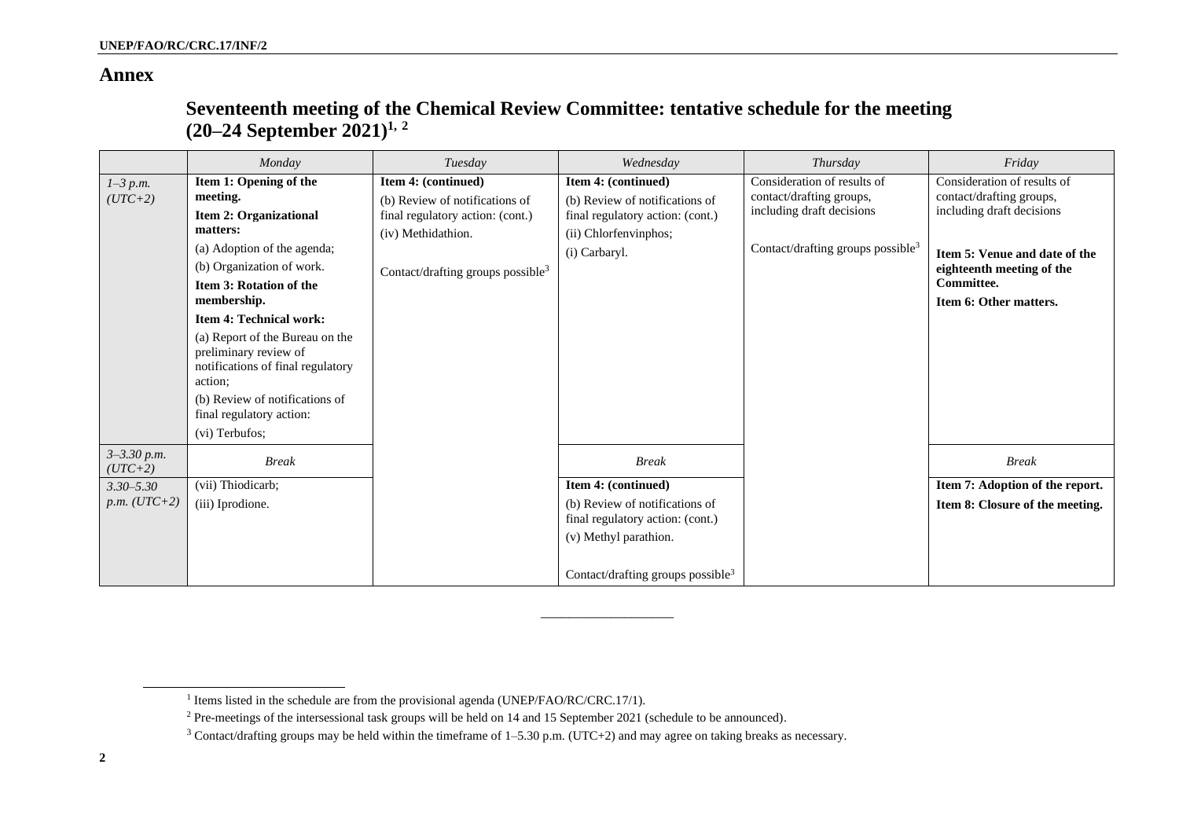## Annex

### Seventeenth meeting of the Chemical Review Committee: tentative schedule for the meeting (20–24 September 2021)[1, 2]

| | *Monday* | *Tuesday* | *Wednesday* | *Thursday* | *Friday* |
|---|---|---|---|---|---|
| *1–3 p.m. (UTC+2)* | **Item 1: Opening of the meeting.**<br>**Item 2: Organizational matters:**<br>(a) Adoption of the agenda;<br>(b) Organization of work.<br>**Item 3: Rotation of the membership.**<br>**Item 4: Technical work:**<br>(a) Report of the Bureau on the preliminary review of notifications of final regulatory action;<br>(b) Review of notifications of final regulatory action:<br>(vi) Terbufos; | **Item 4: (continued)**<br>(b) Review of notifications of final regulatory action: (cont.)<br>(iv) Methidathion.<br><br>Contact/drafting groups possible[3] | **Item 4: (continued)**<br>(b) Review of notifications of final regulatory action: (cont.)<br>(ii) Chlorfenvinphos;<br>(i) Carbaryl. | Consideration of results of contact/drafting groups, including draft decisions<br><br>Contact/drafting groups possible[3] | Consideration of results of contact/drafting groups, including draft decisions<br><br>**Item 5: Venue and date of the eighteenth meeting of the Committee.**<br>**Item 6: Other matters.** |
| *3–3.30 p.m. (UTC+2)* | *Break* | | *Break* | | *Break* |
| *3.30–5.30 p.m. (UTC+2)* | (vii) Thiodicarb;<br>(iii) Iprodione. | | **Item 4: (continued)**<br>(b) Review of notifications of final regulatory action: (cont.)<br>(v) Methyl parathion.<br><br>Contact/drafting groups possible[3] | | **Item 7: Adoption of the report.**<br>**Item 8: Closure of the meeting.** |

---

[1] Items listed in the schedule are from the provisional agenda (UNEP/FAO/RC/CRC.17/1).

[2] Pre-meetings of the intersessional task groups will be held on 14 and 15 September 2021 (schedule to be announced).

[3] Contact/drafting groups may be held within the timeframe of 1–5.30 p.m. (UTC+2) and may agree on taking breaks as necessary.